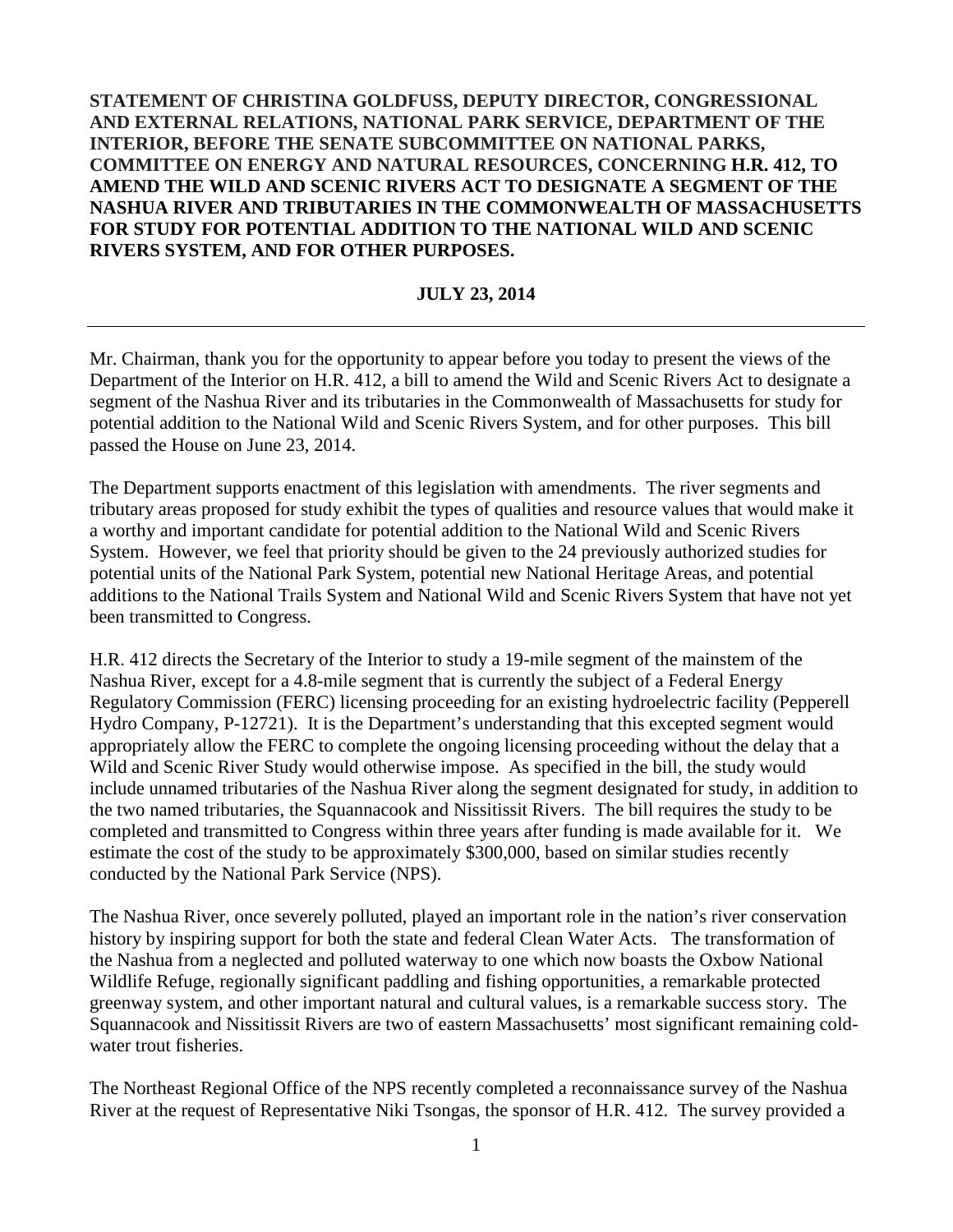**STATEMENT OF CHRISTINA GOLDFUSS, DEPUTY DIRECTOR, CONGRESSIONAL AND EXTERNAL RELATIONS, NATIONAL PARK SERVICE, DEPARTMENT OF THE INTERIOR, BEFORE THE SENATE SUBCOMMITTEE ON NATIONAL PARKS, COMMITTEE ON ENERGY AND NATURAL RESOURCES, CONCERNING H.R. 412, TO AMEND THE WILD AND SCENIC RIVERS ACT TO DESIGNATE A SEGMENT OF THE NASHUA RIVER AND TRIBUTARIES IN THE COMMONWEALTH OF MASSACHUSETTS FOR STUDY FOR POTENTIAL ADDITION TO THE NATIONAL WILD AND SCENIC RIVERS SYSTEM, AND FOR OTHER PURPOSES.**

**JULY 23, 2014**

---

Mr. Chairman, thank you for the opportunity to appear before you today to present the views of the Department of the Interior on H.R. 412, a bill to amend the Wild and Scenic Rivers Act to designate a segment of the Nashua River and its tributaries in the Commonwealth of Massachusetts for study for potential addition to the National Wild and Scenic Rivers System, and for other purposes. This bill passed the House on June 23, 2014.

The Department supports enactment of this legislation with amendments. The river segments and tributary areas proposed for study exhibit the types of qualities and resource values that would make it a worthy and important candidate for potential addition to the National Wild and Scenic Rivers System. However, we feel that priority should be given to the 24 previously authorized studies for potential units of the National Park System, potential new National Heritage Areas, and potential additions to the National Trails System and National Wild and Scenic Rivers System that have not yet been transmitted to Congress.

H.R. 412 directs the Secretary of the Interior to study a 19-mile segment of the mainstem of the Nashua River, except for a 4.8-mile segment that is currently the subject of a Federal Energy Regulatory Commission (FERC) licensing proceeding for an existing hydroelectric facility (Pepperell Hydro Company, P-12721). It is the Department's understanding that this excepted segment would appropriately allow the FERC to complete the ongoing licensing proceeding without the delay that a Wild and Scenic River Study would otherwise impose. As specified in the bill, the study would include unnamed tributaries of the Nashua River along the segment designated for study, in addition to the two named tributaries, the Squannacook and Nissitissit Rivers. The bill requires the study to be completed and transmitted to Congress within three years after funding is made available for it. We estimate the cost of the study to be approximately $300,000, based on similar studies recently conducted by the National Park Service (NPS).

The Nashua River, once severely polluted, played an important role in the nation's river conservation history by inspiring support for both the state and federal Clean Water Acts. The transformation of the Nashua from a neglected and polluted waterway to one which now boasts the Oxbow National Wildlife Refuge, regionally significant paddling and fishing opportunities, a remarkable protected greenway system, and other important natural and cultural values, is a remarkable success story. The Squannacook and Nissitissit Rivers are two of eastern Massachusetts' most significant remaining cold-water trout fisheries.

The Northeast Regional Office of the NPS recently completed a reconnaissance survey of the Nashua River at the request of Representative Niki Tsongas, the sponsor of H.R. 412. The survey provided a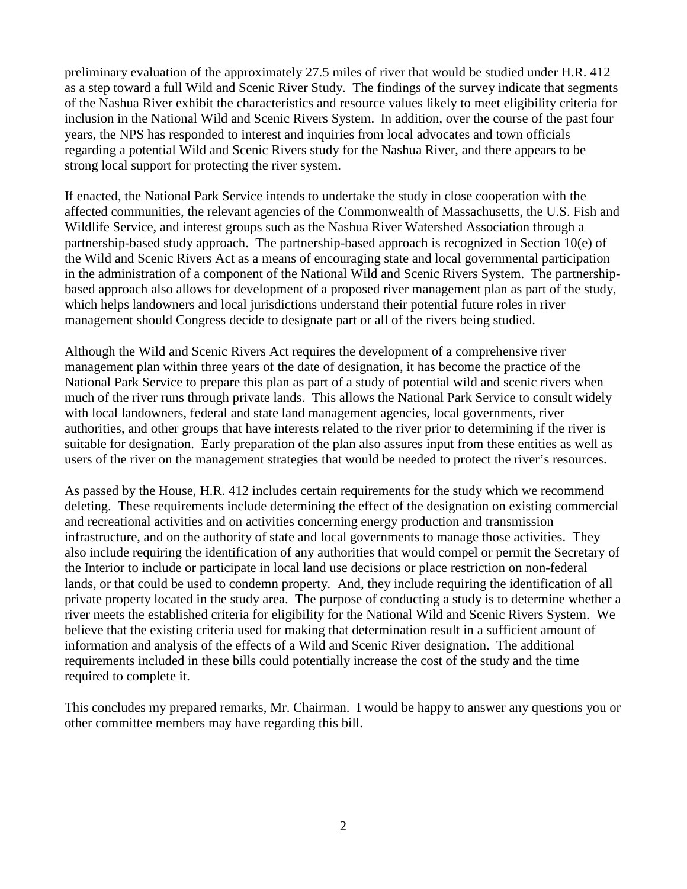preliminary evaluation of the approximately 27.5 miles of river that would be studied under H.R. 412 as a step toward a full Wild and Scenic River Study. The findings of the survey indicate that segments of the Nashua River exhibit the characteristics and resource values likely to meet eligibility criteria for inclusion in the National Wild and Scenic Rivers System. In addition, over the course of the past four years, the NPS has responded to interest and inquiries from local advocates and town officials regarding a potential Wild and Scenic Rivers study for the Nashua River, and there appears to be strong local support for protecting the river system.

If enacted, the National Park Service intends to undertake the study in close cooperation with the affected communities, the relevant agencies of the Commonwealth of Massachusetts, the U.S. Fish and Wildlife Service, and interest groups such as the Nashua River Watershed Association through a partnership-based study approach. The partnership-based approach is recognized in Section 10(e) of the Wild and Scenic Rivers Act as a means of encouraging state and local governmental participation in the administration of a component of the National Wild and Scenic Rivers System. The partnership-based approach also allows for development of a proposed river management plan as part of the study, which helps landowners and local jurisdictions understand their potential future roles in river management should Congress decide to designate part or all of the rivers being studied.

Although the Wild and Scenic Rivers Act requires the development of a comprehensive river management plan within three years of the date of designation, it has become the practice of the National Park Service to prepare this plan as part of a study of potential wild and scenic rivers when much of the river runs through private lands. This allows the National Park Service to consult widely with local landowners, federal and state land management agencies, local governments, river authorities, and other groups that have interests related to the river prior to determining if the river is suitable for designation. Early preparation of the plan also assures input from these entities as well as users of the river on the management strategies that would be needed to protect the river's resources.

As passed by the House, H.R. 412 includes certain requirements for the study which we recommend deleting. These requirements include determining the effect of the designation on existing commercial and recreational activities and on activities concerning energy production and transmission infrastructure, and on the authority of state and local governments to manage those activities. They also include requiring the identification of any authorities that would compel or permit the Secretary of the Interior to include or participate in local land use decisions or place restriction on non-federal lands, or that could be used to condemn property. And, they include requiring the identification of all private property located in the study area. The purpose of conducting a study is to determine whether a river meets the established criteria for eligibility for the National Wild and Scenic Rivers System. We believe that the existing criteria used for making that determination result in a sufficient amount of information and analysis of the effects of a Wild and Scenic River designation. The additional requirements included in these bills could potentially increase the cost of the study and the time required to complete it.

This concludes my prepared remarks, Mr. Chairman. I would be happy to answer any questions you or other committee members may have regarding this bill.